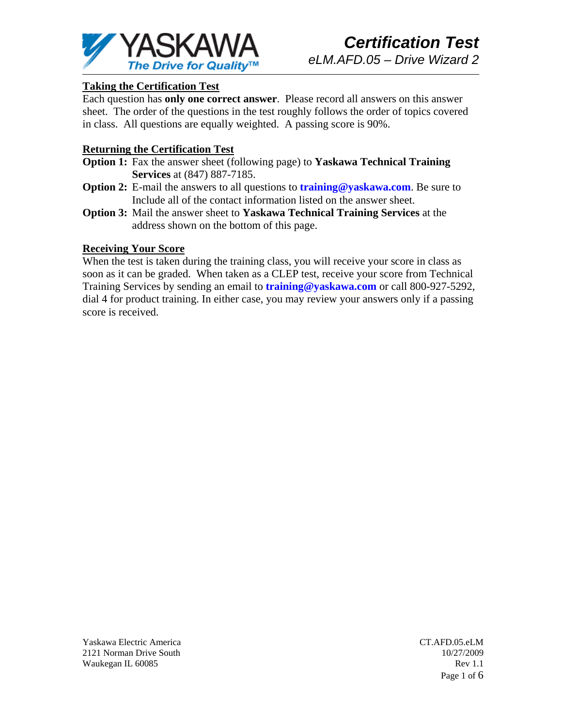# Certification Test

## eLM.AFD.05 – Drive Wizard 2

**Taking the Certification Test**

Each question has **only one correct answer**. Please record all answers on this answer sheet. The order of the questions in the test roughly follows the order of topics covered in class. All questions are equally weighted. A passing score is 90%.

**Returning the Certification Test**

**Option 1:** Fax the answer sheet (following page) to **Yaskawa Technical Training Services** at (847) 887-7185.

**Option 2:** E-mail the answers to all questions to **training@yaskawa.com**. Be sure to Include all of the contact information listed on the answer sheet.

**Option 3:** Mail the answer sheet to **Yaskawa Technical Training Services** at the address shown on the bottom of this page.

**Receiving Your Score**

When the test is taken during the training class, you will receive your score in class as soon as it can be graded. When taken as a CLEP test, receive your score from Technical Training Services by sending an email to **training@yaskawa.com** or call 800-927-5292, dial 4 for product training. In either case, you may review your answers only if a passing score is received.

Yaskawa Electric America
2121 Norman Drive South
Waukegan IL 60085

CT.AFD.05.eLM
10/27/2009
Rev 1.1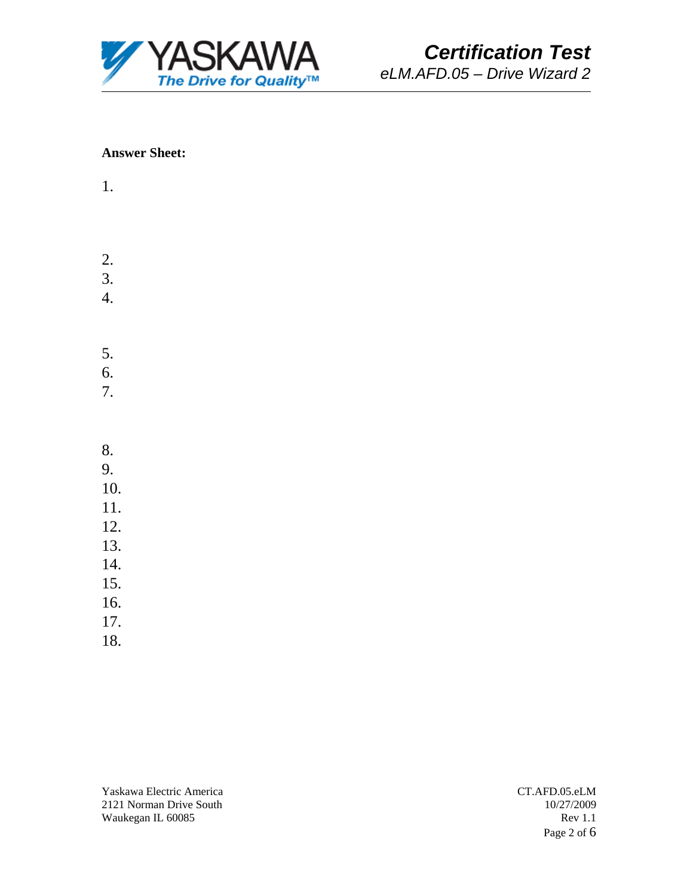**Answer Sheet:**

1.

2.
3.
4.

5.
6.
7.

8.
9.
10.
11.
12.
13.
14.
15.
16.
17.
18.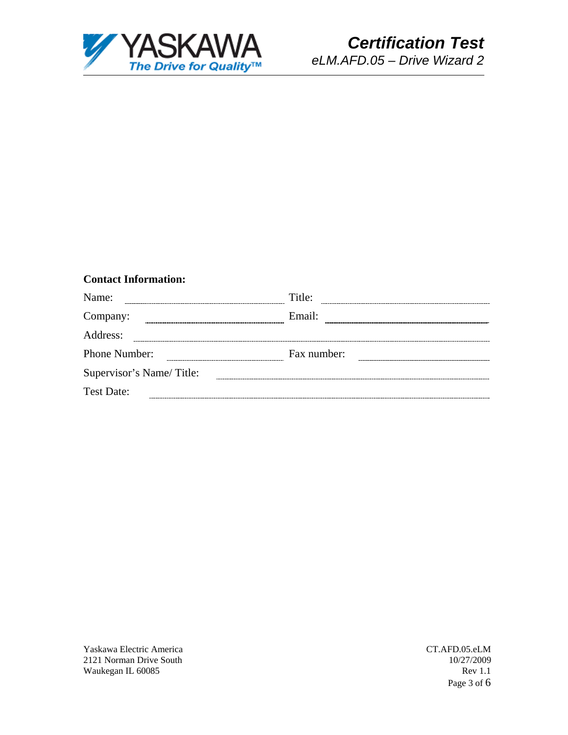**Contact Information:**

Name: ______________________ Title: ______________________

Company: ______________________ Email: ______________________

Address: ____________________________________________

Phone Number: ______________________ Fax number: ______________________

Supervisor's Name/ Title: ______________________________

Test Date: ____________________________________________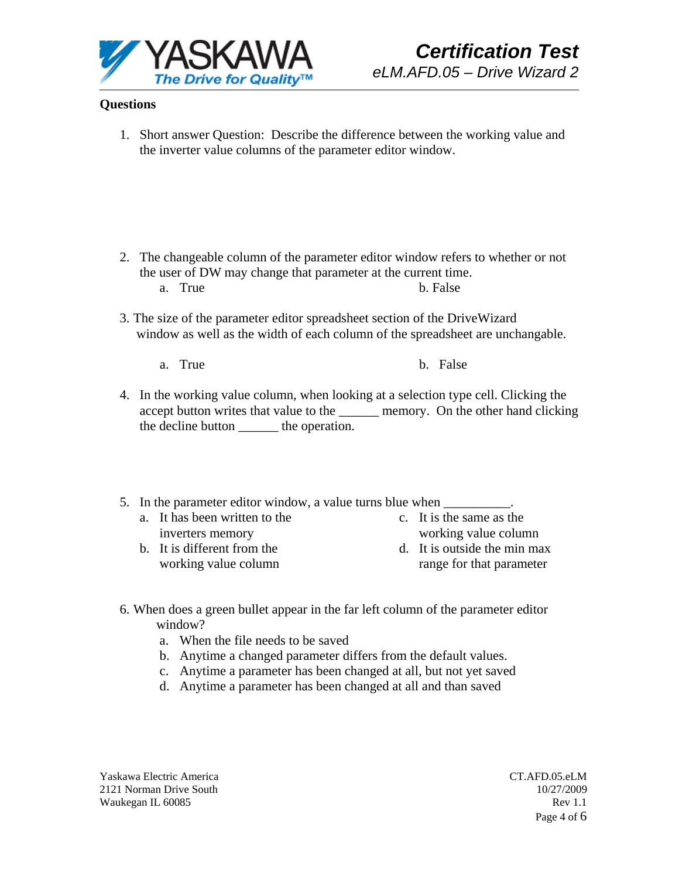**Questions**

1. Short answer Question: Describe the difference between the working value and the inverter value columns of the parameter editor window.

2. The changeable column of the parameter editor window refers to whether or not the user of DW may change that parameter at the current time.
   a. True
   b. False

3. The size of the parameter editor spreadsheet section of the DriveWizard window as well as the width of each column of the spreadsheet are unchangable.
   a. True
   b. False

4. In the working value column, when looking at a selection type cell. Clicking the accept button writes that value to the ______ memory. On the other hand clicking the decline button ______ the operation.

5. In the parameter editor window, a value turns blue when __________.
   a. It has been written to the inverters memory
   b. It is different from the working value column
   c. It is the same as the working value column
   d. It is outside the min max range for that parameter

6. When does a green bullet appear in the far left column of the parameter editor window?
   a. When the file needs to be saved
   b. Anytime a changed parameter differs from the default values.
   c. Anytime a parameter has been changed at all, but not yet saved
   d. Anytime a parameter has been changed at all and than saved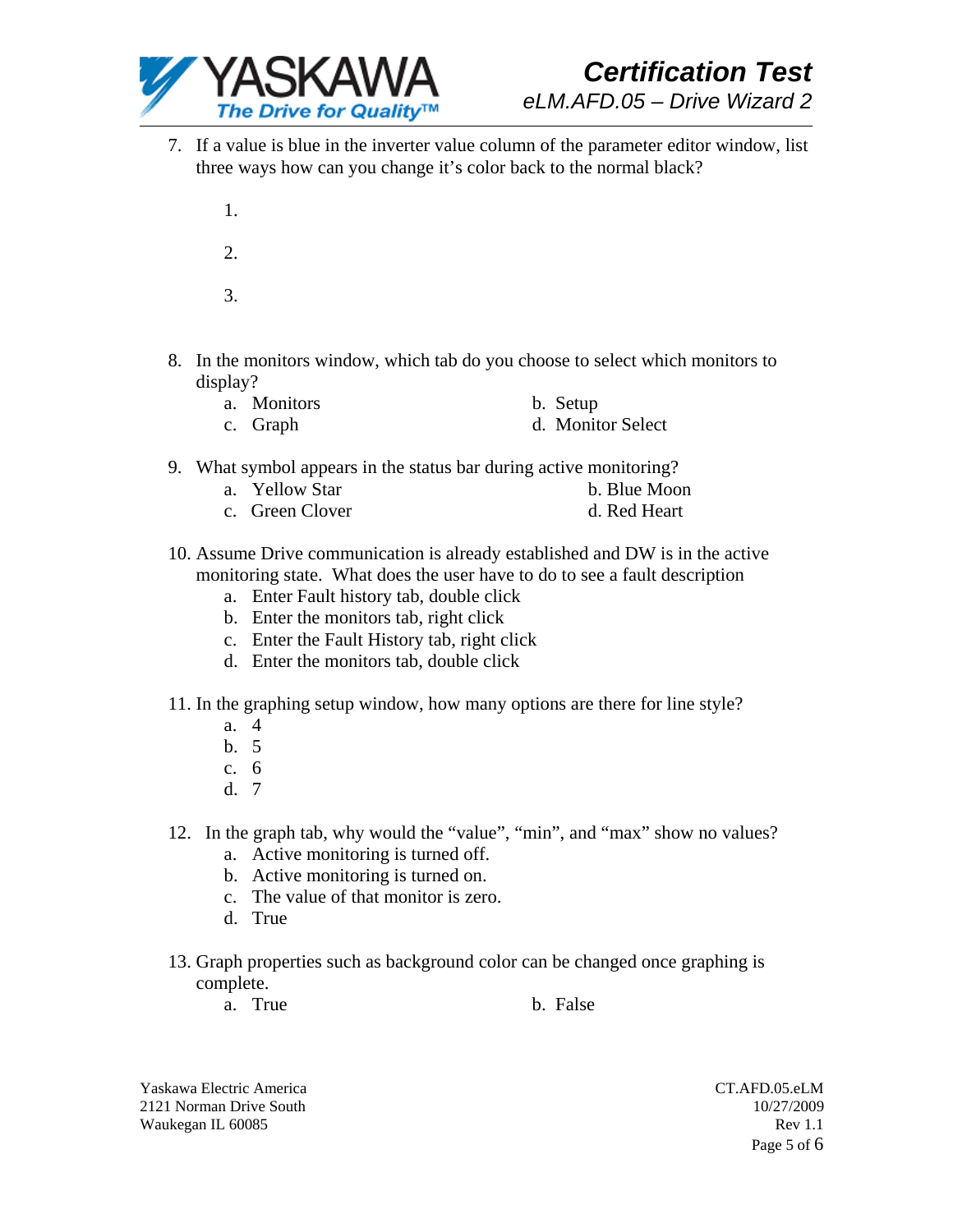7. If a value is blue in the inverter value column of the parameter editor window, list three ways how can you change it's color back to the normal black?

   1.

   2.

   3.

8. In the monitors window, which tab do you choose to select which monitors to display?
   a. Monitors
   b. Setup
   c. Graph
   d. Monitor Select

9. What symbol appears in the status bar during active monitoring?
   a. Yellow Star
   b. Blue Moon
   c. Green Clover
   d. Red Heart

10. Assume Drive communication is already established and DW is in the active monitoring state. What does the user have to do to see a fault description
    a. Enter Fault history tab, double click
    b. Enter the monitors tab, right click
    c. Enter the Fault History tab, right click
    d. Enter the monitors tab, double click

11. In the graphing setup window, how many options are there for line style?
    a. 4
    b. 5
    c. 6
    d. 7

12. In the graph tab, why would the "value", "min", and "max" show no values?
    a. Active monitoring is turned off.
    b. Active monitoring is turned on.
    c. The value of that monitor is zero.
    d. True

13. Graph properties such as background color can be changed once graphing is complete.
    a. True
    b. False

Yaskawa Electric America
2121 Norman Drive South
Waukegan IL 60085

CT.AFD.05.eLM
10/27/2009
Rev 1.1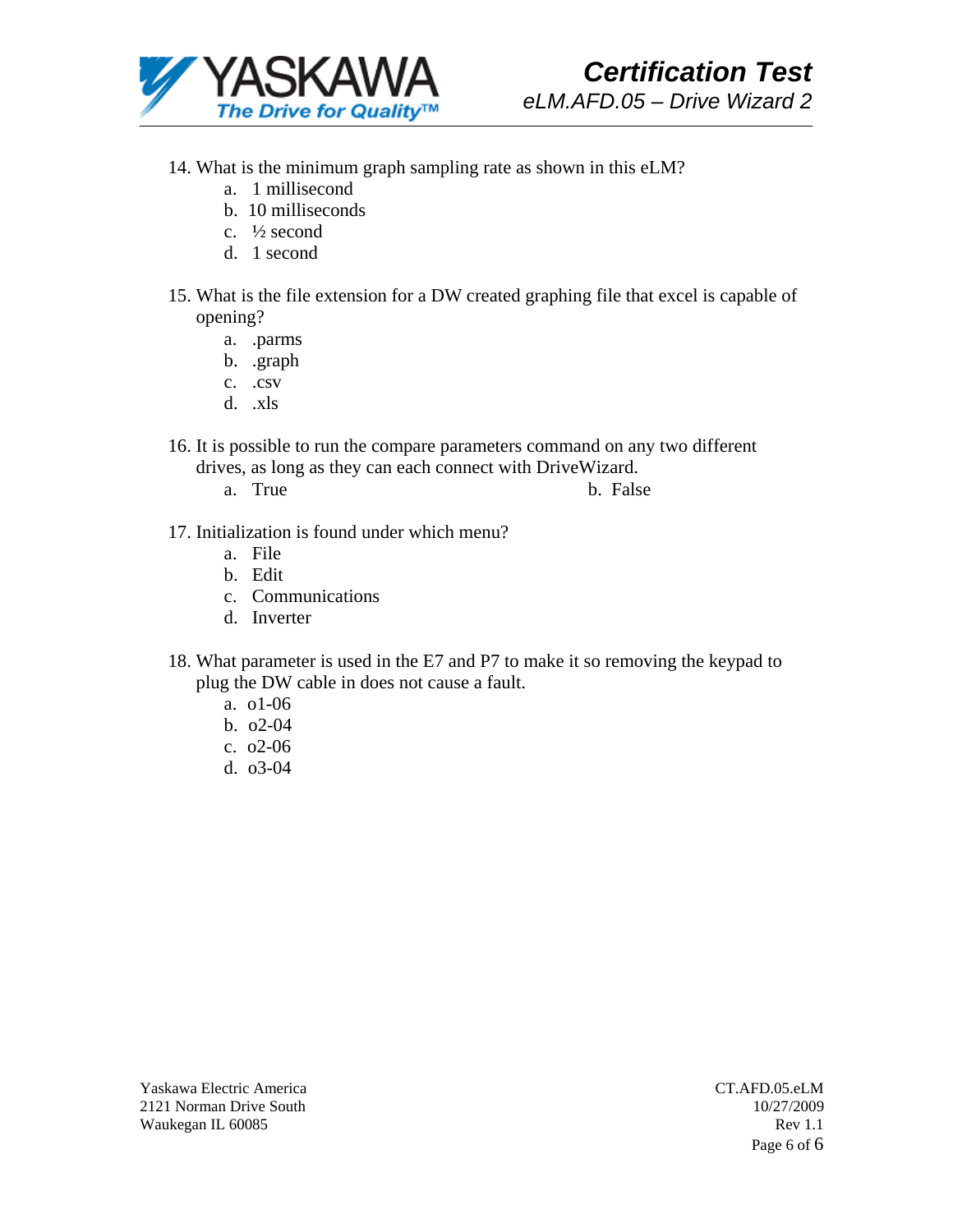14. What is the minimum graph sampling rate as shown in this eLM?
    a. 1 millisecond
    b. 10 milliseconds
    c. ½ second
    d. 1 second

15. What is the file extension for a DW created graphing file that excel is capable of opening?
    a. .parms
    b. .graph
    c. .csv
    d. .xls

16. It is possible to run the compare parameters command on any two different drives, as long as they can each connect with DriveWizard.
    a. True
    b. False

17. Initialization is found under which menu?
    a. File
    b. Edit
    c. Communications
    d. Inverter

18. What parameter is used in the E7 and P7 to make it so removing the keypad to plug the DW cable in does not cause a fault.
    a. o1-06
    b. o2-04
    c. o2-06
    d. o3-04